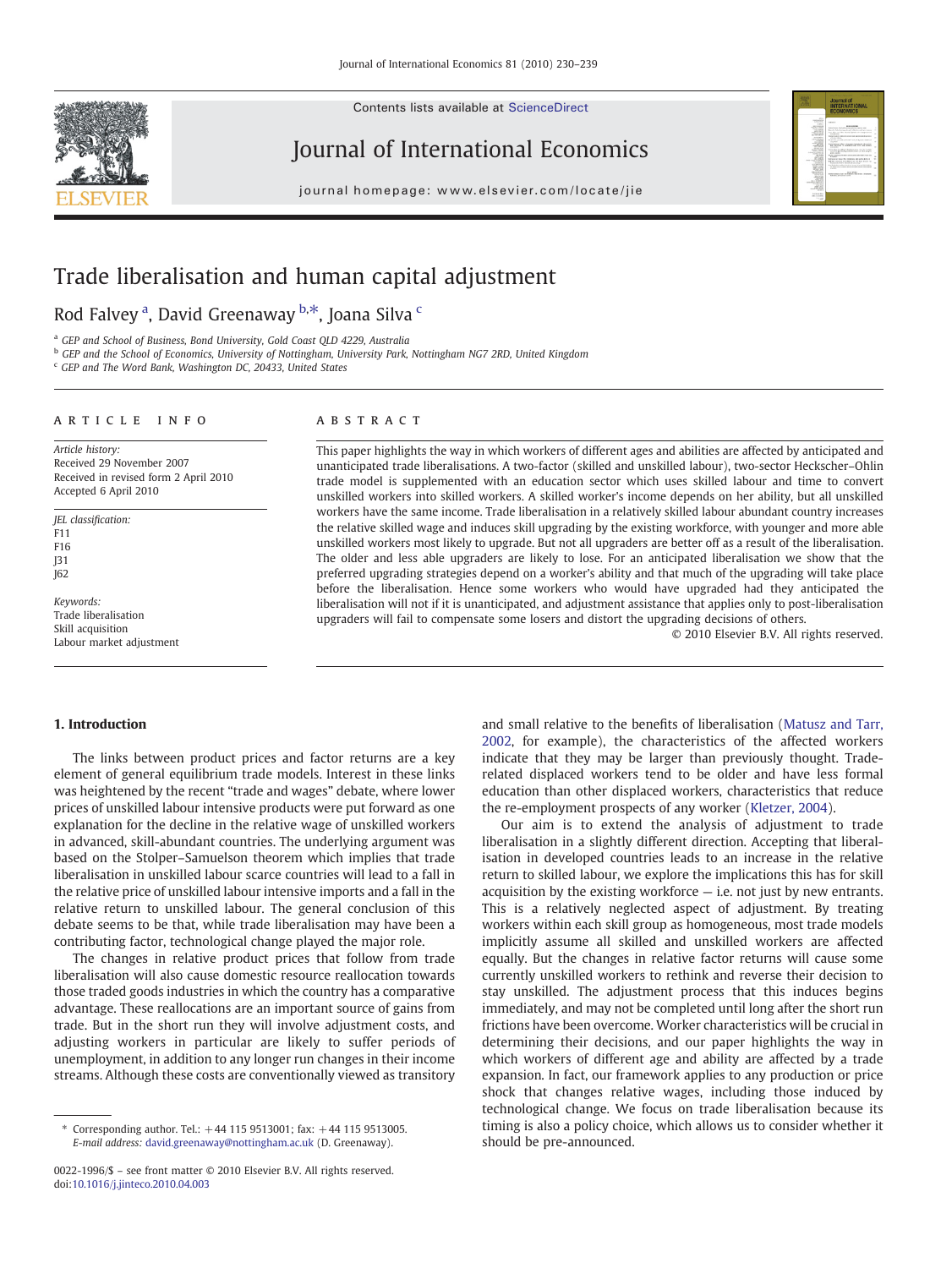# Trade liberalisation and human capital adjustment

Rod Falvey [a], David Greenaway [b,*], Joana Silva [c]

[a] GEP and School of Business, Bond University, Gold Coast QLD 4229, Australia

[b] GEP and the School of Economics, University of Nottingham, University Park, Nottingham NG7 2RD, United Kingdom

[c] GEP and The Word Bank, Washington DC, 20433, United States

## ARTICLE INFO

*Article history:*
Received 29 November 2007
Received in revised form 2 April 2010
Accepted 6 April 2010

*JEL classification:*
F11
F16
J31
J62

*Keywords:*
Trade liberalisation
Skill acquisition
Labour market adjustment

## ABSTRACT

This paper highlights the way in which workers of different ages and abilities are affected by anticipated and unanticipated trade liberalisations. A two-factor (skilled and unskilled labour), two-sector Heckscher–Ohlin trade model is supplemented with an education sector which uses skilled labour and time to convert unskilled workers into skilled workers. A skilled worker's income depends on her ability, but all unskilled workers have the same income. Trade liberalisation in a relatively skilled labour abundant country increases the relative skilled wage and induces skill upgrading by the existing workforce, with younger and more able unskilled workers most likely to upgrade. But not all upgraders are better off as a result of the liberalisation. The older and less able upgraders are likely to lose. For an anticipated liberalisation we show that the preferred upgrading strategies depend on a worker's ability and that much of the upgrading will take place before the liberalisation. Hence some workers who would have upgraded had they anticipated the liberalisation will not if it is unanticipated, and adjustment assistance that applies only to post-liberalisation upgraders will fail to compensate some losers and distort the upgrading decisions of others.

© 2010 Elsevier B.V. All rights reserved.

## 1. Introduction

The links between product prices and factor returns are a key element of general equilibrium trade models. Interest in these links was heightened by the recent "trade and wages" debate, where lower prices of unskilled labour intensive products were put forward as one explanation for the decline in the relative wage of unskilled workers in advanced, skill-abundant countries. The underlying argument was based on the Stolper–Samuelson theorem which implies that trade liberalisation in unskilled labour scarce countries will lead to a fall in the relative price of unskilled labour intensive imports and a fall in the relative return to unskilled labour. The general conclusion of this debate seems to be that, while trade liberalisation may have been a contributing factor, technological change played the major role.

The changes in relative product prices that follow from trade liberalisation will also cause domestic resource reallocation towards those traded goods industries in which the country has a comparative advantage. These reallocations are an important source of gains from trade. But in the short run they will involve adjustment costs, and adjusting workers in particular are likely to suffer periods of unemployment, in addition to any longer run changes in their income streams. Although these costs are conventionally viewed as transitory and small relative to the benefits of liberalisation (Matusz and Tarr, 2002, for example), the characteristics of the affected workers indicate that they may be larger than previously thought. Trade-related displaced workers tend to be older and have less formal education than other displaced workers, characteristics that reduce the re-employment prospects of any worker (Kletzer, 2004).

Our aim is to extend the analysis of adjustment to trade liberalisation in a slightly different direction. Accepting that liberalisation in developed countries leads to an increase in the relative return to skilled labour, we explore the implications this has for skill acquisition by the existing workforce — i.e. not just by new entrants. This is a relatively neglected aspect of adjustment. By treating workers within each skill group as homogeneous, most trade models implicitly assume all skilled and unskilled workers are affected equally. But the changes in relative factor returns will cause some currently unskilled workers to rethink and reverse their decision to stay unskilled. The adjustment process that this induces begins immediately, and may not be completed until long after the short run frictions have been overcome. Worker characteristics will be crucial in determining their decisions, and our paper highlights the way in which workers of different age and ability are affected by a trade expansion. In fact, our framework applies to any production or price shock that changes relative wages, including those induced by technological change. We focus on trade liberalisation because its timing is also a policy choice, which allows us to consider whether it should be pre-announced.

* Corresponding author. Tel.: +44 115 9513001; fax: +44 115 9513005.
*E-mail address:* david.greenaway@nottingham.ac.uk (D. Greenaway).

0022-1996/$ – see front matter © 2010 Elsevier B.V. All rights reserved.
doi:10.1016/j.jinteco.2010.04.003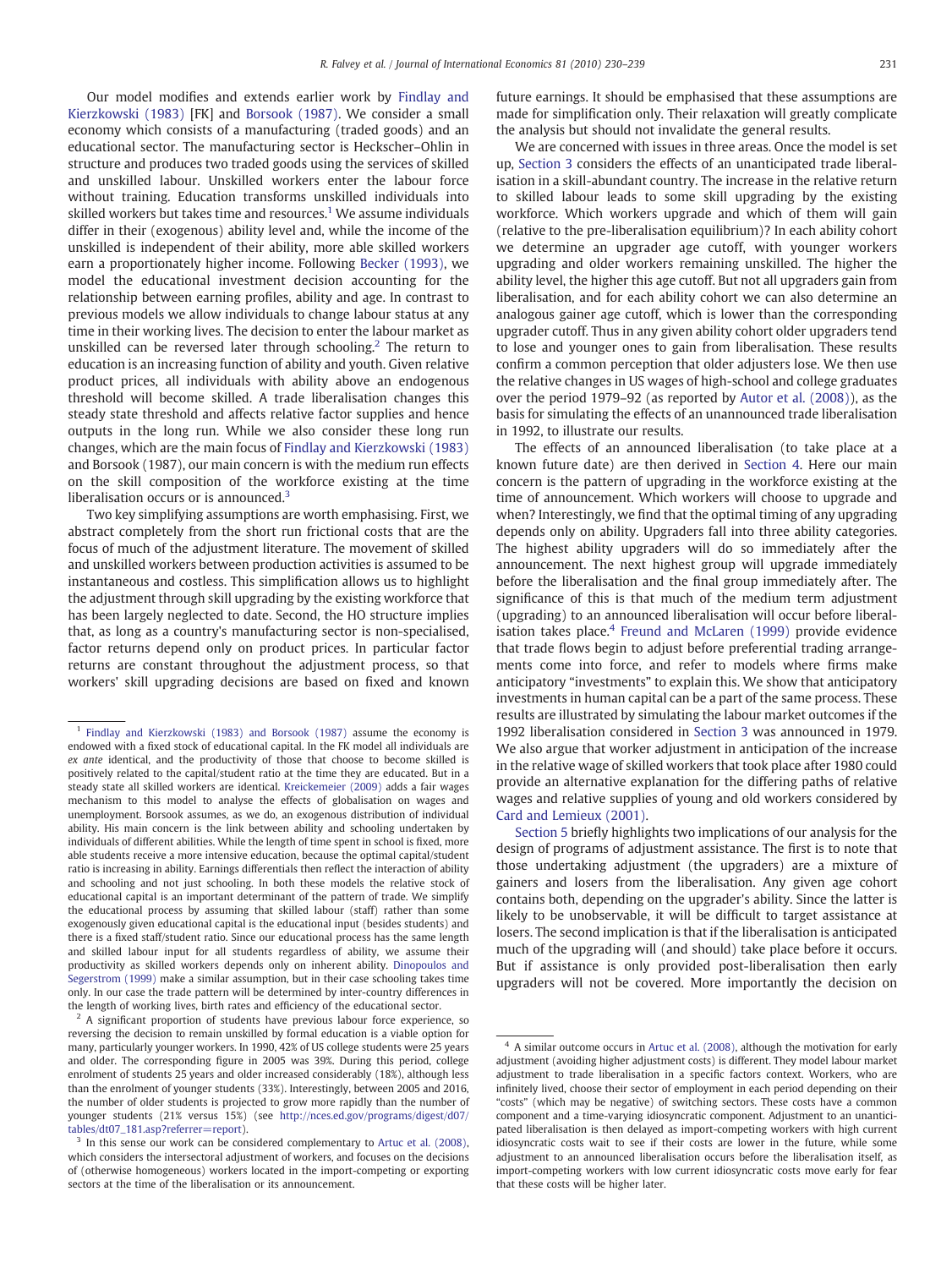Our model modifies and extends earlier work by Findlay and Kierzkowski (1983) [FK] and Borsook (1987). We consider a small economy which consists of a manufacturing (traded goods) and an educational sector. The manufacturing sector is Heckscher–Ohlin in structure and produces two traded goods using the services of skilled and unskilled labour. Unskilled workers enter the labour force without training. Education transforms unskilled individuals into skilled workers but takes time and resources.[1] We assume individuals differ in their (exogenous) ability level and, while the income of the unskilled is independent of their ability, more able skilled workers earn a proportionately higher income. Following Becker (1993), we model the educational investment decision accounting for the relationship between earning profiles, ability and age. In contrast to previous models we allow individuals to change labour status at any time in their working lives. The decision to enter the labour market as unskilled can be reversed later through schooling.[2] The return to education is an increasing function of ability and youth. Given relative product prices, all individuals with ability above an endogenous threshold will become skilled. A trade liberalisation changes this steady state threshold and affects relative factor supplies and hence outputs in the long run. While we also consider these long run changes, which are the main focus of Findlay and Kierzkowski (1983) and Borsook (1987), our main concern is with the medium run effects on the skill composition of the workforce existing at the time liberalisation occurs or is announced.[3]

Two key simplifying assumptions are worth emphasising. First, we abstract completely from the short run frictional costs that are the focus of much of the adjustment literature. The movement of skilled and unskilled workers between production activities is assumed to be instantaneous and costless. This simplification allows us to highlight the adjustment through skill upgrading by the existing workforce that has been largely neglected to date. Second, the HO structure implies that, as long as a country's manufacturing sector is non-specialised, factor returns depend only on product prices. In particular factor returns are constant throughout the adjustment process, so that workers' skill upgrading decisions are based on fixed and known future earnings. It should be emphasised that these assumptions are made for simplification only. Their relaxation will greatly complicate the analysis but should not invalidate the general results.

We are concerned with issues in three areas. Once the model is set up, Section 3 considers the effects of an unanticipated trade liberalisation in a skill-abundant country. The increase in the relative return to skilled labour leads to some skill upgrading by the existing workforce. Which workers upgrade and which of them will gain (relative to the pre-liberalisation equilibrium)? In each ability cohort we determine an upgrader age cutoff, with younger workers upgrading and older workers remaining unskilled. The higher the ability level, the higher this age cutoff. But not all upgraders gain from liberalisation, and for each ability cohort we can also determine an analogous gainer age cutoff, which is lower than the corresponding upgrader cutoff. Thus in any given ability cohort older upgraders tend to lose and younger ones to gain from liberalisation. These results confirm a common perception that older adjusters lose. We then use the relative changes in US wages of high-school and college graduates over the period 1979–92 (as reported by Autor et al. (2008)), as the basis for simulating the effects of an unannounced trade liberalisation in 1992, to illustrate our results.

The effects of an announced liberalisation (to take place at a known future date) are then derived in Section 4. Here our main concern is the pattern of upgrading in the workforce existing at the time of announcement. Which workers will choose to upgrade and when? Interestingly, we find that the optimal timing of any upgrading depends only on ability. Upgraders fall into three ability categories. The highest ability upgraders will do so immediately after the announcement. The next highest group will upgrade immediately before the liberalisation and the final group immediately after. The significance of this is that much of the medium term adjustment (upgrading) to an announced liberalisation will occur before liberalisation takes place.[4] Freund and McLaren (1999) provide evidence that trade flows begin to adjust before preferential trading arrangements come into force, and refer to models where firms make anticipatory "investments" to explain this. We show that anticipatory investments in human capital can be a part of the same process. These results are illustrated by simulating the labour market outcomes if the 1992 liberalisation considered in Section 3 was announced in 1979. We also argue that worker adjustment in anticipation of the increase in the relative wage of skilled workers that took place after 1980 could provide an alternative explanation for the differing paths of relative wages and relative supplies of young and old workers considered by Card and Lemieux (2001).

Section 5 briefly highlights two implications of our analysis for the design of programs of adjustment assistance. The first is to note that those undertaking adjustment (the upgraders) are a mixture of gainers and losers from the liberalisation. Any given age cohort contains both, depending on the upgrader's ability. Since the latter is likely to be unobservable, it will be difficult to target assistance at losers. The second implication is that if the liberalisation is anticipated much of the upgrading will (and should) take place before it occurs. But if assistance is only provided post-liberalisation then early upgraders will not be covered. More importantly the decision on

[1] Findlay and Kierzkowski (1983) and Borsook (1987) assume the economy is endowed with a fixed stock of educational capital. In the FK model all individuals are *ex ante* identical, and the productivity of those that choose to become skilled is positively related to the capital/student ratio at the time they are educated. But in a steady state all skilled workers are identical. Kreickemeier (2009) adds a fair wages mechanism to this model to analyse the effects of globalisation on wages and unemployment. Borsook assumes, as we do, an exogenous distribution of individual ability. His main concern is the link between ability and schooling undertaken by individuals of different abilities. While the length of time spent in school is fixed, more able students receive a more intensive education, because the optimal capital/student ratio is increasing in ability. Earnings differentials then reflect the interaction of ability and schooling and not just schooling. In both these models the relative stock of educational capital is an important determinant of the pattern of trade. We simplify the educational process by assuming that skilled labour (staff) rather than some exogenously given educational capital is the educational input (besides students) and there is a fixed staff/student ratio. Since our educational process has the same length and skilled labour input for all students regardless of ability, we assume their productivity as skilled workers depends only on inherent ability. Dinopoulos and Segerstrom (1999) make a similar assumption, but in their case schooling takes time only. In our case the trade pattern will be determined by inter-country differences in the length of working lives, birth rates and efficiency of the educational sector.

[2] A significant proportion of students have previous labour force experience, so reversing the decision to remain unskilled by formal education is a viable option for many, particularly younger workers. In 1990, 42% of US college students were 25 years and older. The corresponding figure in 2005 was 39%. During this period, college enrolment of students 25 years and older increased considerably (18%), although less than the enrolment of younger students (33%). Interestingly, between 2005 and 2016, the number of older students is projected to grow more rapidly than the number of younger students (21% versus 15%) (see http://nces.ed.gov/programs/digest/d07/tables/dt07_181.asp?referrer=report).

[3] In this sense our work can be considered complementary to Artuc et al. (2008), which considers the intersectoral adjustment of workers, and focuses on the decisions of (otherwise homogeneous) workers located in the import-competing or exporting sectors at the time of the liberalisation or its announcement.

[4] A similar outcome occurs in Artuc et al. (2008), although the motivation for early adjustment (avoiding higher adjustment costs) is different. They model labour market adjustment to trade liberalisation in a specific factors context. Workers, who are infinitely lived, choose their sector of employment in each period depending on their "costs" (which may be negative) of switching sectors. These costs have a common component and a time-varying idiosyncratic component. Adjustment to an unanticipated liberalisation is then delayed as import-competing workers with high current idiosyncratic costs wait to see if their costs are lower in the future, while some adjustment to an announced liberalisation occurs before the liberalisation itself, as import-competing workers with low current idiosyncratic costs move early for fear that these costs will be higher later.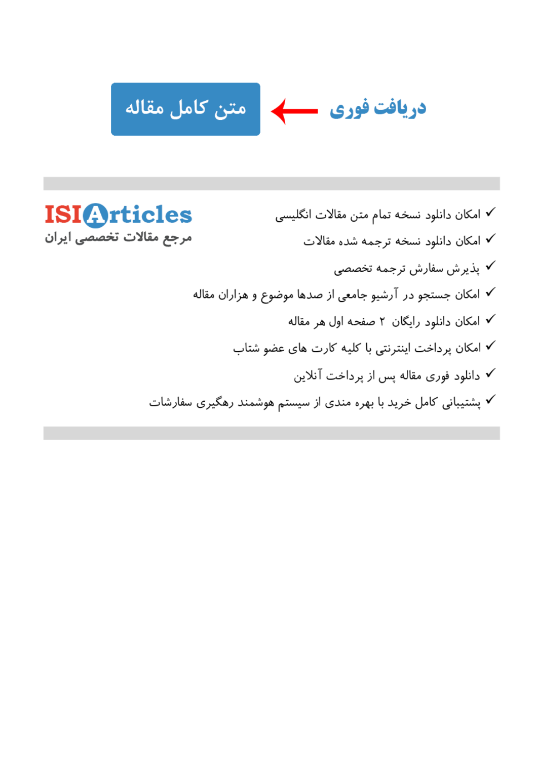دریافت فوری ← متن کامل مقاله

ISIArticles
مرجع مقالات تخصصی ایران

- ✓ امکان دانلود نسخه تمام متن مقالات انگلیسی
- ✓ امکان دانلود نسخه ترجمه شده مقالات
- ✓ پذیرش سفارش ترجمه تخصصی
- ✓ امکان جستجو در آرشیو جامعی از صدها موضوع و هزاران مقاله
- ✓ امکان دانلود رایگان ۲ صفحه اول هر مقاله
- ✓ امکان پرداخت اینترنتی با کلیه کارت های عضو شتاب
- ✓ دانلود فوری مقاله پس از پرداخت آنلاین
- ✓ پشتیبانی کامل خرید با بهره مندی از سیستم هوشمند رهگیری سفارشات